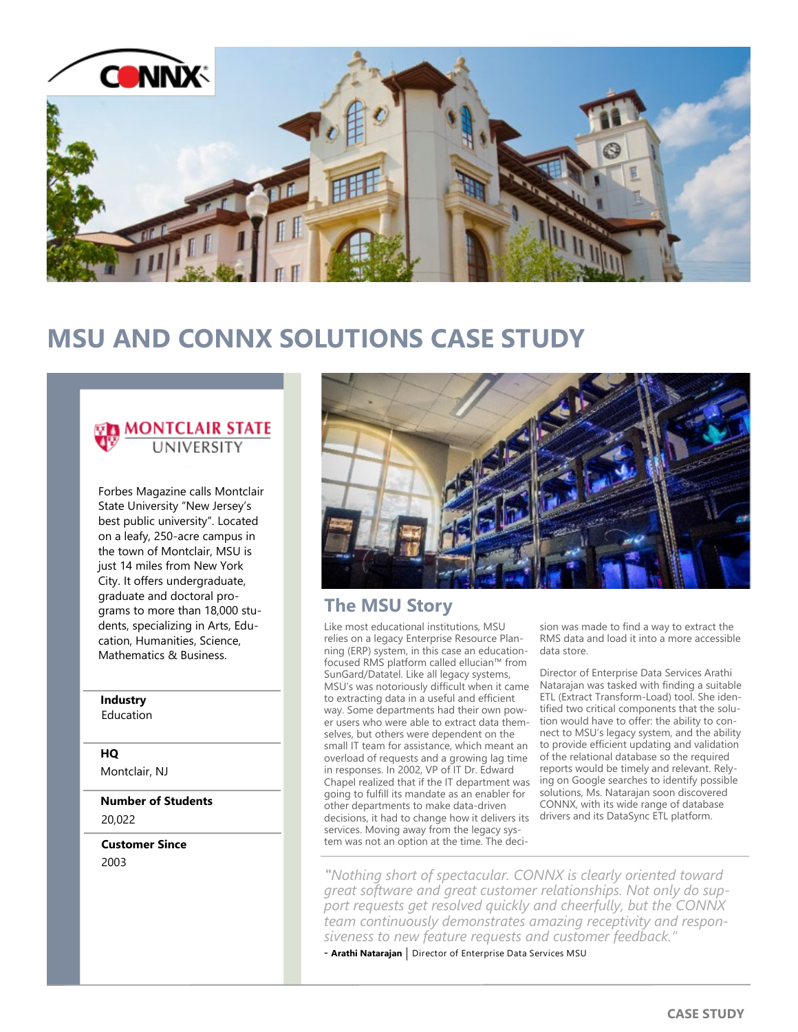# MSU AND CONNX SOLUTIONS CASE STUDY

**MONTCLAIR STATE UNIVERSITY**

Forbes Magazine calls Montclair State University "New Jersey's best public university". Located on a leafy, 250-acre campus in the town of Montclair, MSU is just 14 miles from New York City. It offers undergraduate, graduate and doctoral programs to more than 18,000 students, specializing in Arts, Education, Humanities, Science, Mathematics & Business.

**Industry**
Education

**HQ**
Montclair, NJ

**Number of Students**
20,022

**Customer Since**
2003

## The MSU Story

Like most educational institutions, MSU relies on a legacy Enterprise Resource Planning (ERP) system, in this case an education-focused RMS platform called ellucian™ from SunGard/Datatel. Like all legacy systems, MSU's was notoriously difficult when it came to extracting data in a useful and efficient way. Some departments had their own power users who were able to extract data themselves, but others were dependent on the small IT team for assistance, which meant an overload of requests and a growing lag time in responses. In 2002, VP of IT Dr. Edward Chapel realized that if the IT department was going to fulfill its mandate as an enabler for other departments to make data-driven decisions, it had to change how it delivers its services. Moving away from the legacy system was not an option at the time. The decision was made to find a way to extract the RMS data and load it into a more accessible data store.

Director of Enterprise Data Services Arathi Natarajan was tasked with finding a suitable ETL (Extract Transform-Load) tool. She identified two critical components that the solution would have to offer: the ability to connect to MSU's legacy system, and the ability to provide efficient updating and validation of the relational database so the required reports would be timely and relevant. Relying on Google searches to identify possible solutions, Ms. Natarajan soon discovered CONNX, with its wide range of database drivers and its DataSync ETL platform.

*"Nothing short of spectacular. CONNX is clearly oriented toward great software and great customer relationships. Not only do support requests get resolved quickly and cheerfully, but the CONNX team continuously demonstrates amazing receptivity and responsiveness to new feature requests and customer feedback."*

- **Arathi Natarajan** | Director of Enterprise Data Services MSU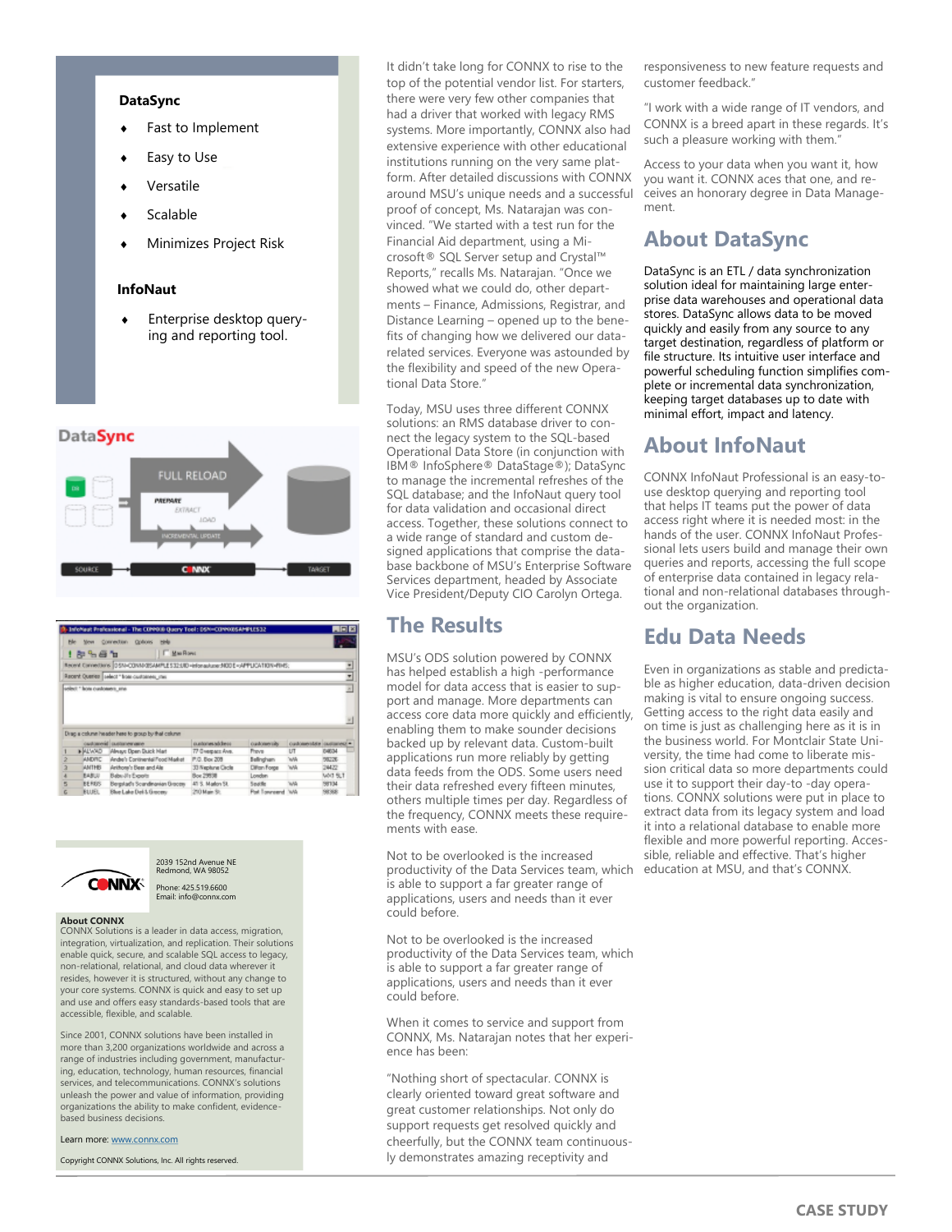**DataSync**

- Fast to Implement
- Easy to Use
- Versatile
- Scalable
- Minimizes Project Risk

**InfoNaut**

- Enterprise desktop querying and reporting tool.

It didn't take long for CONNX to rise to the top of the potential vendor list. For starters, there were very few other companies that had a driver that worked with legacy RMS systems. More importantly, CONNX also had extensive experience with other educational institutions running on the very same platform. After detailed discussions with CONNX around MSU's unique needs and a successful proof of concept, Ms. Natarajan was convinced. "We started with a test run for the Financial Aid department, using a Microsoft® SQL Server setup and Crystal™ Reports," recalls Ms. Natarajan. "Once we showed what we could do, other departments – Finance, Admissions, Registrar, and Distance Learning – opened up to the benefits of changing how we delivered our data-related services. Everyone was astounded by the flexibility and speed of the new Operational Data Store."

Today, MSU uses three different CONNX solutions: an RMS database driver to connect the legacy system to the SQL-based Operational Data Store (in conjunction with IBM® InfoSphere® DataStage®); DataSync to manage the incremental refreshes of the SQL database; and the InfoNaut query tool for data validation and occasional direct access. Together, these solutions connect to a wide range of standard and custom designed applications that comprise the database backbone of MSU's Enterprise Software Services department, headed by Associate Vice President/Deputy CIO Carolyn Ortega.

## The Results

MSU's ODS solution powered by CONNX has helped establish a high -performance model for data access that is easier to support and manage. More departments can access core data more quickly and efficiently, enabling them to make sounder decisions backed up by relevant data. Custom-built applications run more reliably by getting data feeds from the ODS. Some users need their data refreshed every fifteen minutes, others multiple times per day. Regardless of the frequency, CONNX meets these requirements with ease.

Not to be overlooked is the increased productivity of the Data Services team, which is able to support a far greater range of applications, users and needs than it ever could before.

Not to be overlooked is the increased productivity of the Data Services team, which is able to support a far greater range of applications, users and needs than it ever could before.

When it comes to service and support from CONNX, Ms. Natarajan notes that her experience has been:

"Nothing short of spectacular. CONNX is clearly oriented toward great software and great customer relationships. Not only do support requests get resolved quickly and cheerfully, but the CONNX team continuously demonstrates amazing receptivity and responsiveness to new feature requests and customer feedback."

"I work with a wide range of IT vendors, and CONNX is a breed apart in these regards. It's such a pleasure working with them."

Access to your data when you want it, how you want it. CONNX aces that one, and receives an honorary degree in Data Management.

## About DataSync

DataSync is an ETL / data synchronization solution ideal for maintaining large enterprise data warehouses and operational data stores. DataSync allows data to be moved quickly and easily from any source to any target destination, regardless of platform or file structure. Its intuitive user interface and powerful scheduling function simplifies complete or incremental data synchronization, keeping target databases up to date with minimal effort, impact and latency.

## About InfoNaut

CONNX InfoNaut Professional is an easy-to-use desktop querying and reporting tool that helps IT teams put the power of data access right where it is needed most: in the hands of the user. CONNX InfoNaut Professional lets users build and manage their own queries and reports, accessing the full scope of enterprise data contained in legacy relational and non-relational databases throughout the organization.

## Edu Data Needs

Even in organizations as stable and predictable as higher education, data-driven decision making is vital to ensure ongoing success. Getting access to the right data easily and on time is just as challenging here as it is in the business world. For Montclair State University, the time had come to liberate mission critical data so more departments could use it to support their day-to -day operations. CONNX solutions were put in place to extract data from its legacy system and load it into a relational database to enable more flexible and more powerful reporting. Accessible, reliable and effective. That's higher education at MSU, and that's CONNX.

CONNX

2039 152nd Avenue NE
Redmond, WA 98052

Phone: 425.519.6600
Email: info@connx.com

**About CONNX**
CONNX Solutions is a leader in data access, migration, integration, virtualization, and replication. Their solutions enable quick, secure, and scalable SQL access to legacy, non-relational, relational, and cloud data wherever it resides, however it is structured, without any change to your core systems. CONNX is quick and easy to set up and use and offers easy standards-based tools that are accessible, flexible, and scalable.

Since 2001, CONNX solutions have been installed in more than 3,200 organizations worldwide and across a range of industries including government, manufacturing, education, technology, human resources, financial services, and telecommunications. CONNX's solutions unleash the power and value of information, providing organizations the ability to make confident, evidence-based business decisions.

Learn more: www.connx.com

Copyright CONNX Solutions, Inc. All rights reserved.

CASE STUDY